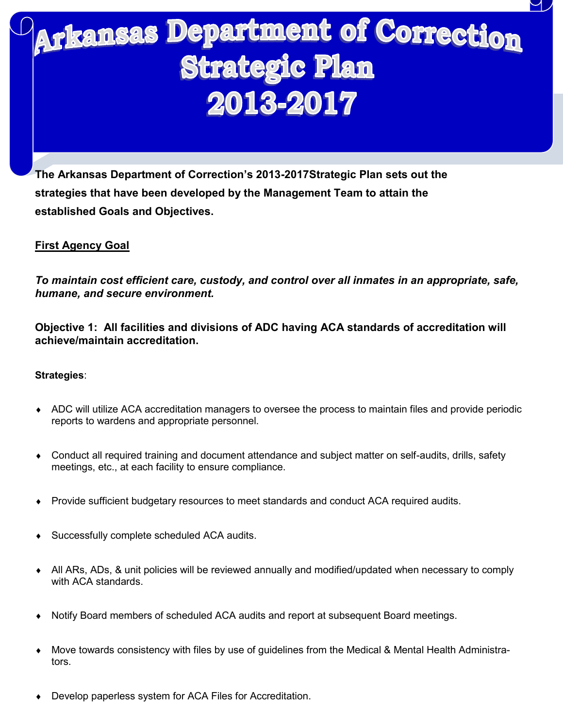# Arkansas Department of Correction Strategic Plan 2013-2017

**The Arkansas Department of Correction's 2013-2017Strategic Plan sets out the strategies that have been developed by the Management Team to attain the established Goals and Objectives.**

## First Agency Goal

***To maintain cost efficient care, custody, and control over all inmates in an appropriate, safe, humane, and secure environment.***

**Objective 1: All facilities and divisions of ADC having ACA standards of accreditation will achieve/maintain accreditation.**

**Strategies**:

- ADC will utilize ACA accreditation managers to oversee the process to maintain files and provide periodic reports to wardens and appropriate personnel.
- Conduct all required training and document attendance and subject matter on self-audits, drills, safety meetings, etc., at each facility to ensure compliance.
- Provide sufficient budgetary resources to meet standards and conduct ACA required audits.
- Successfully complete scheduled ACA audits.
- All ARs, ADs, & unit policies will be reviewed annually and modified/updated when necessary to comply with ACA standards.
- Notify Board members of scheduled ACA audits and report at subsequent Board meetings.
- Move towards consistency with files by use of guidelines from the Medical & Mental Health Administrators.
- Develop paperless system for ACA Files for Accreditation.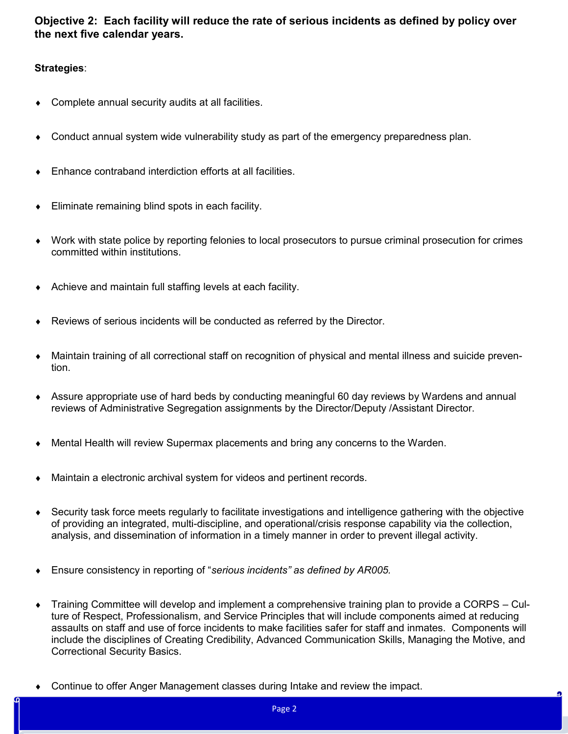**Objective 2: Each facility will reduce the rate of serious incidents as defined by policy over the next five calendar years.**

**Strategies**:

- Complete annual security audits at all facilities.
- Conduct annual system wide vulnerability study as part of the emergency preparedness plan.
- Enhance contraband interdiction efforts at all facilities.
- Eliminate remaining blind spots in each facility.
- Work with state police by reporting felonies to local prosecutors to pursue criminal prosecution for crimes committed within institutions.
- Achieve and maintain full staffing levels at each facility.
- Reviews of serious incidents will be conducted as referred by the Director.
- Maintain training of all correctional staff on recognition of physical and mental illness and suicide prevention.
- Assure appropriate use of hard beds by conducting meaningful 60 day reviews by Wardens and annual reviews of Administrative Segregation assignments by the Director/Deputy /Assistant Director.
- Mental Health will review Supermax placements and bring any concerns to the Warden.
- Maintain a electronic archival system for videos and pertinent records.
- Security task force meets regularly to facilitate investigations and intelligence gathering with the objective of providing an integrated, multi-discipline, and operational/crisis response capability via the collection, analysis, and dissemination of information in a timely manner in order to prevent illegal activity.
- Ensure consistency in reporting of "*serious incidents" as defined by AR005.*
- Training Committee will develop and implement a comprehensive training plan to provide a CORPS – Culture of Respect, Professionalism, and Service Principles that will include components aimed at reducing assaults on staff and use of force incidents to make facilities safer for staff and inmates. Components will include the disciplines of Creating Credibility, Advanced Communication Skills, Managing the Motive, and Correctional Security Basics.
- Continue to offer Anger Management classes during Intake and review the impact.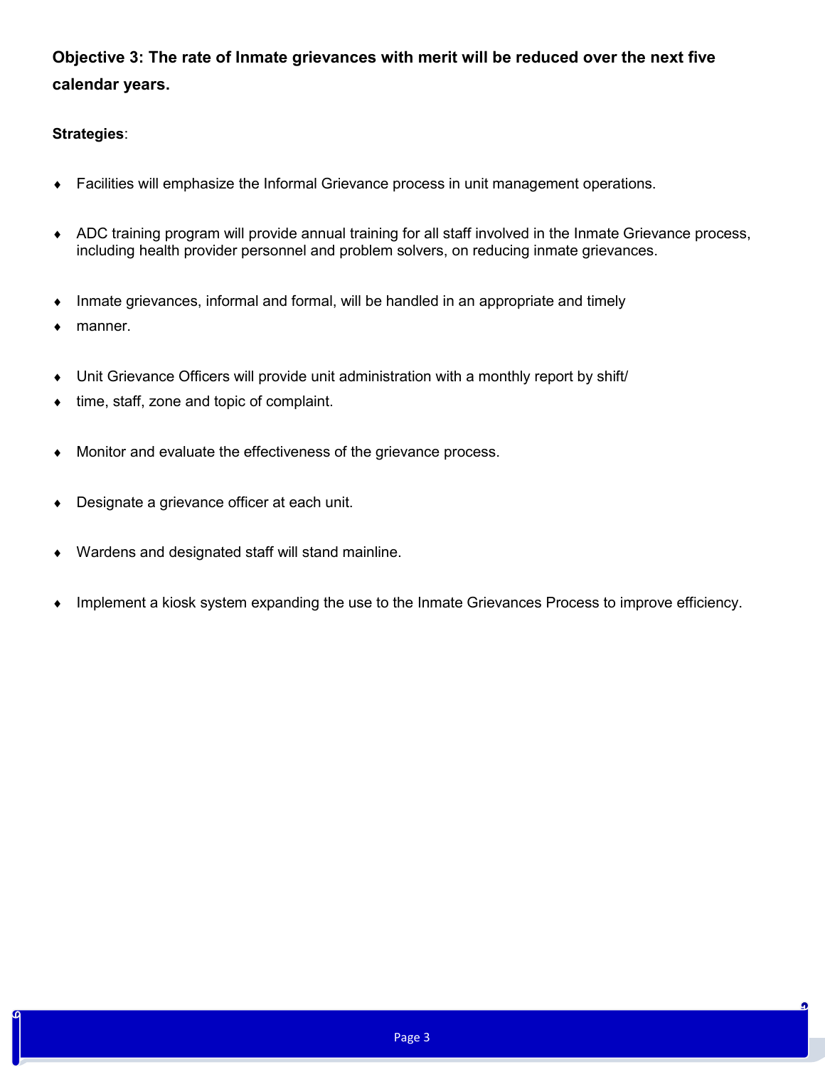**Objective 3: The rate of Inmate grievances with merit will be reduced over the next five calendar years.**

**Strategies**:

- Facilities will emphasize the Informal Grievance process in unit management operations.
- ADC training program will provide annual training for all staff involved in the Inmate Grievance process, including health provider personnel and problem solvers, on reducing inmate grievances.
- Inmate grievances, informal and formal, will be handled in an appropriate and timely
- manner.
- Unit Grievance Officers will provide unit administration with a monthly report by shift/
- time, staff, zone and topic of complaint.
- Monitor and evaluate the effectiveness of the grievance process.
- Designate a grievance officer at each unit.
- Wardens and designated staff will stand mainline.
- Implement a kiosk system expanding the use to the Inmate Grievances Process to improve efficiency.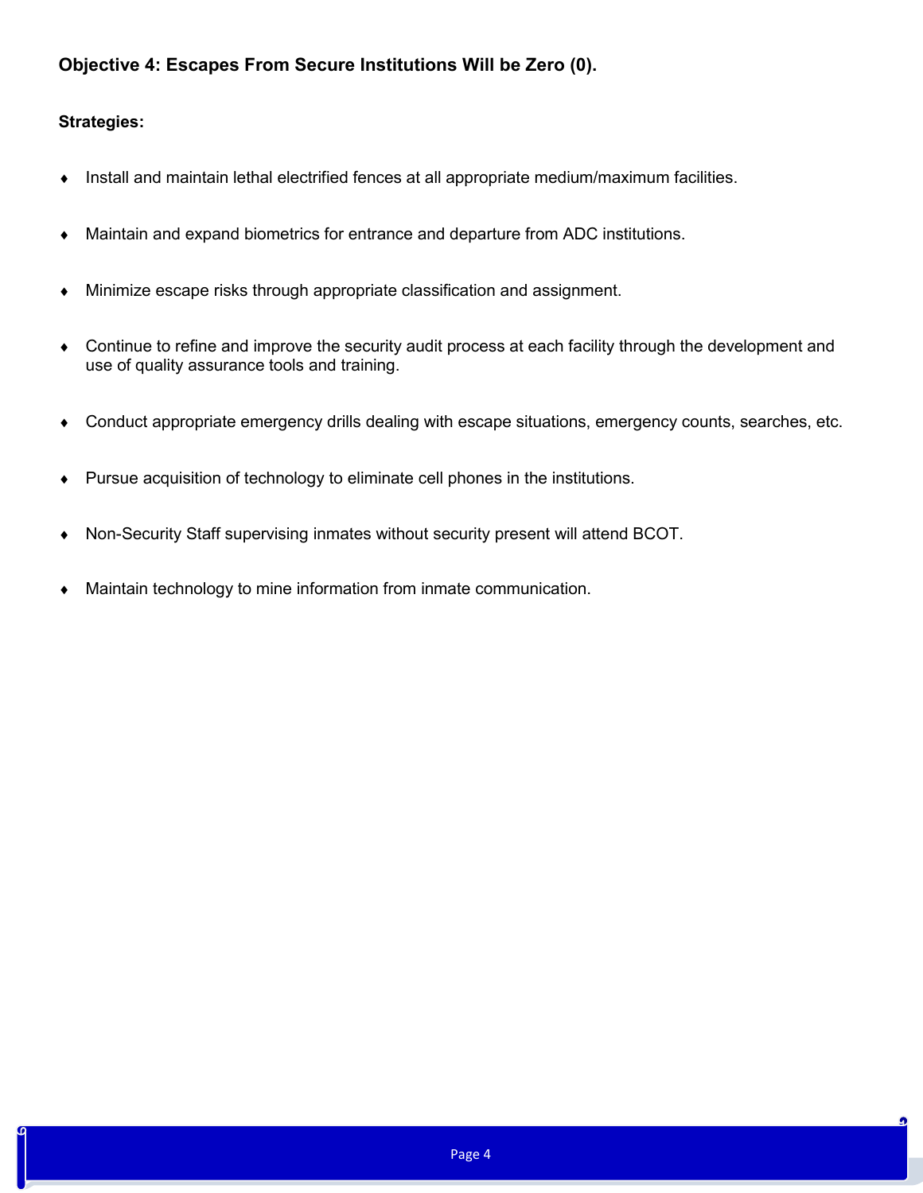**Objective 4: Escapes From Secure Institutions Will be Zero (0).**

**Strategies:**

- Install and maintain lethal electrified fences at all appropriate medium/maximum facilities.
- Maintain and expand biometrics for entrance and departure from ADC institutions.
- Minimize escape risks through appropriate classification and assignment.
- Continue to refine and improve the security audit process at each facility through the development and use of quality assurance tools and training.
- Conduct appropriate emergency drills dealing with escape situations, emergency counts, searches, etc.
- Pursue acquisition of technology to eliminate cell phones in the institutions.
- Non-Security Staff supervising inmates without security present will attend BCOT.
- Maintain technology to mine information from inmate communication.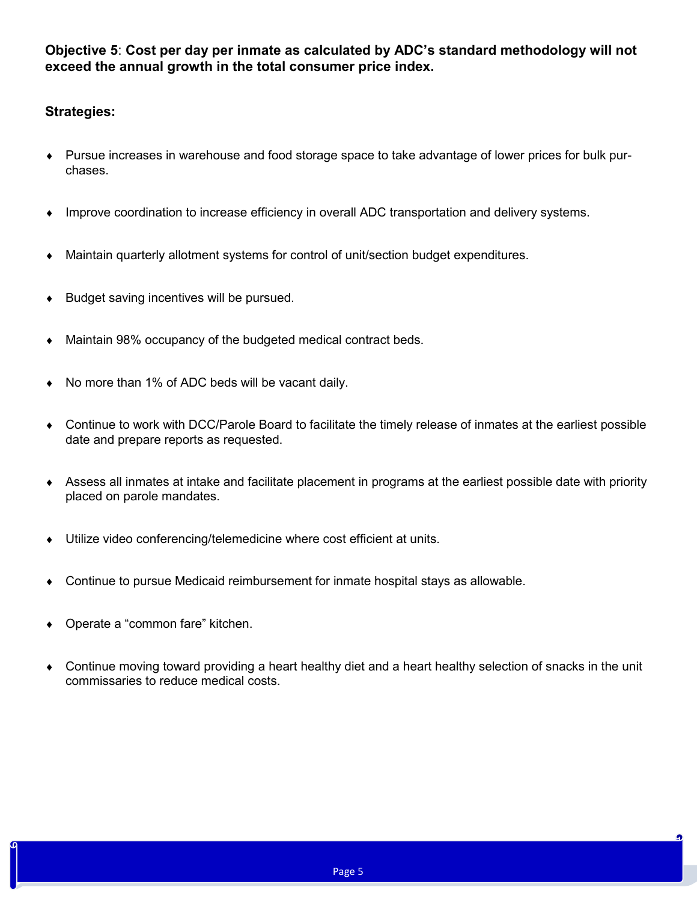**Objective 5**: **Cost per day per inmate as calculated by ADC's standard methodology will not exceed the annual growth in the total consumer price index.**

**Strategies:**

- Pursue increases in warehouse and food storage space to take advantage of lower prices for bulk purchases.
- Improve coordination to increase efficiency in overall ADC transportation and delivery systems.
- Maintain quarterly allotment systems for control of unit/section budget expenditures.
- Budget saving incentives will be pursued.
- Maintain 98% occupancy of the budgeted medical contract beds.
- No more than 1% of ADC beds will be vacant daily.
- Continue to work with DCC/Parole Board to facilitate the timely release of inmates at the earliest possible date and prepare reports as requested.
- Assess all inmates at intake and facilitate placement in programs at the earliest possible date with priority placed on parole mandates.
- Utilize video conferencing/telemedicine where cost efficient at units.
- Continue to pursue Medicaid reimbursement for inmate hospital stays as allowable.
- Operate a "common fare" kitchen.
- Continue moving toward providing a heart healthy diet and a heart healthy selection of snacks in the unit commissaries to reduce medical costs.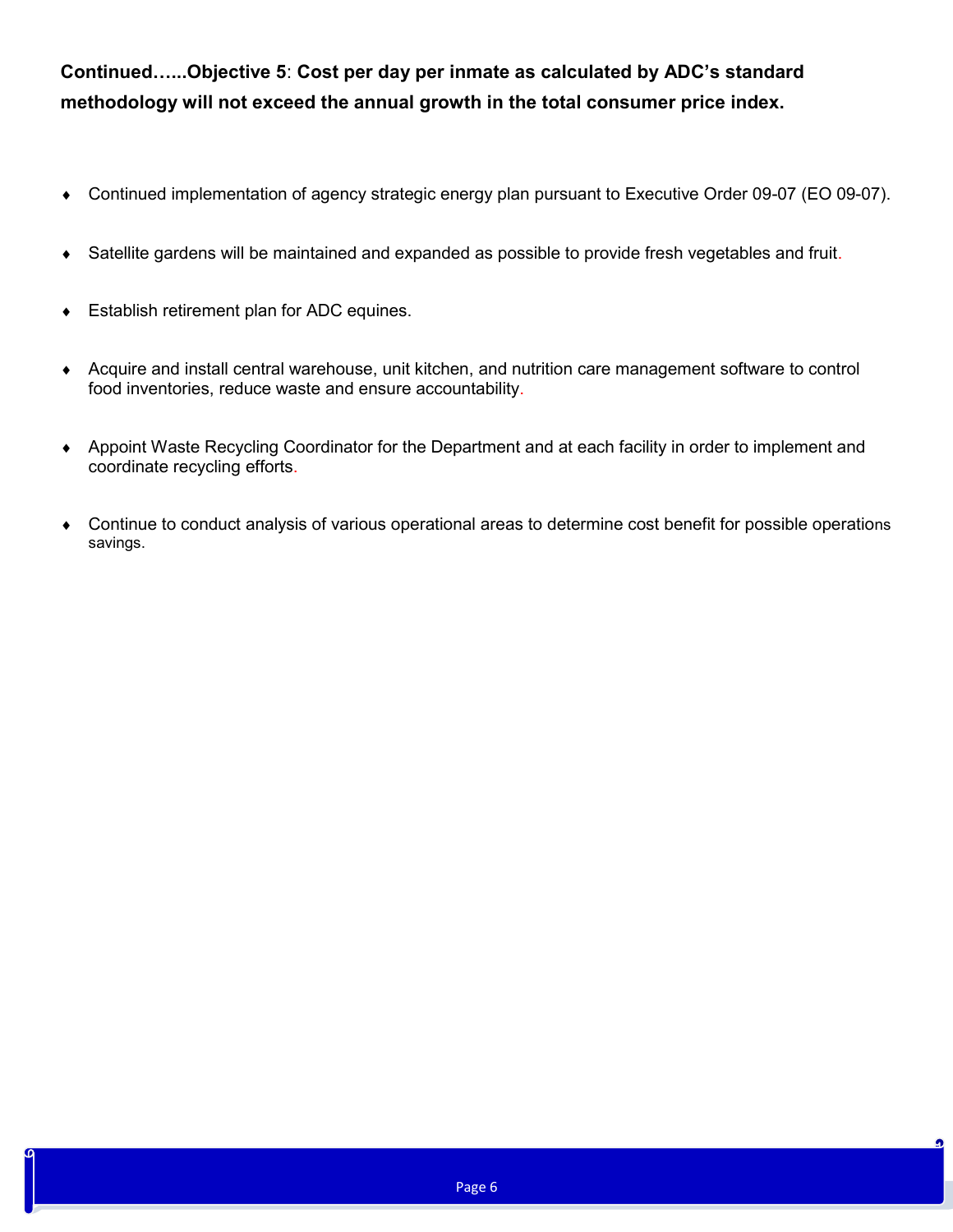**Continued…...Objective 5**: **Cost per day per inmate as calculated by ADC's standard methodology will not exceed the annual growth in the total consumer price index.**

- Continued implementation of agency strategic energy plan pursuant to Executive Order 09-07 (EO 09-07).
- Satellite gardens will be maintained and expanded as possible to provide fresh vegetables and fruit.
- Establish retirement plan for ADC equines.
- Acquire and install central warehouse, unit kitchen, and nutrition care management software to control food inventories, reduce waste and ensure accountability.
- Appoint Waste Recycling Coordinator for the Department and at each facility in order to implement and coordinate recycling efforts.
- Continue to conduct analysis of various operational areas to determine cost benefit for possible operations savings.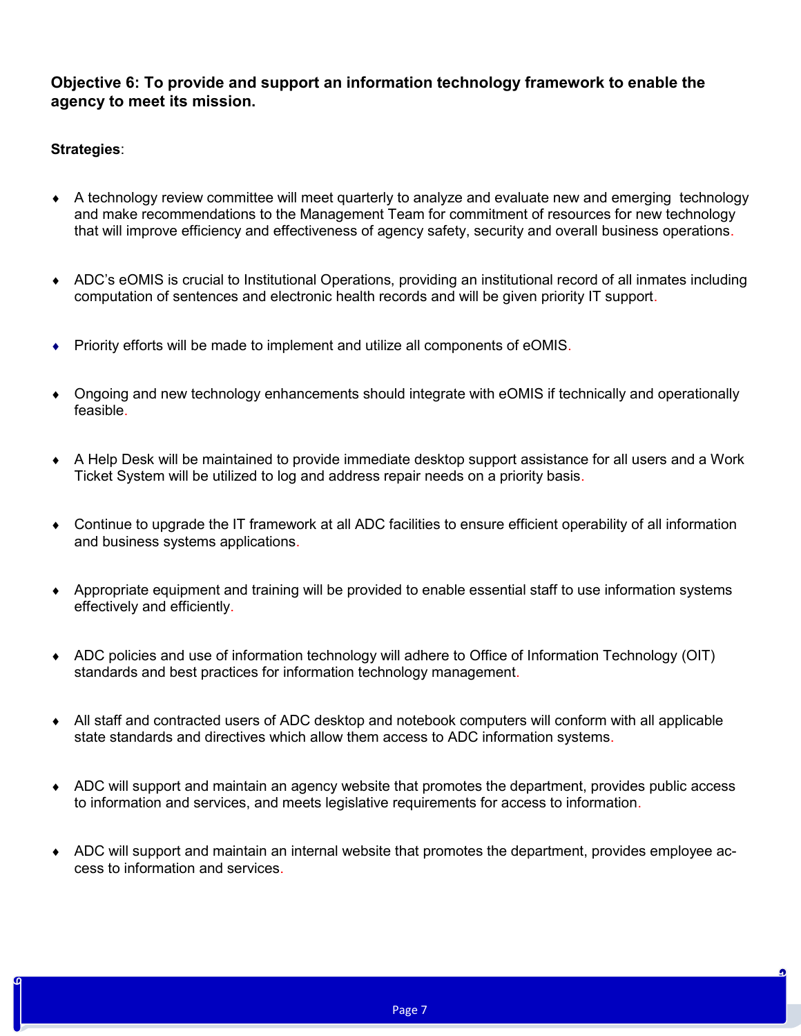**Objective 6: To provide and support an information technology framework to enable the agency to meet its mission.**

**Strategies**:

- A technology review committee will meet quarterly to analyze and evaluate new and emerging technology and make recommendations to the Management Team for commitment of resources for new technology that will improve efficiency and effectiveness of agency safety, security and overall business operations.

- ADC's eOMIS is crucial to Institutional Operations, providing an institutional record of all inmates including computation of sentences and electronic health records and will be given priority IT support.

- Priority efforts will be made to implement and utilize all components of eOMIS.

- Ongoing and new technology enhancements should integrate with eOMIS if technically and operationally feasible.

- A Help Desk will be maintained to provide immediate desktop support assistance for all users and a Work Ticket System will be utilized to log and address repair needs on a priority basis.

- Continue to upgrade the IT framework at all ADC facilities to ensure efficient operability of all information and business systems applications.

- Appropriate equipment and training will be provided to enable essential staff to use information systems effectively and efficiently.

- ADC policies and use of information technology will adhere to Office of Information Technology (OIT) standards and best practices for information technology management.

- All staff and contracted users of ADC desktop and notebook computers will conform with all applicable state standards and directives which allow them access to ADC information systems.

- ADC will support and maintain an agency website that promotes the department, provides public access to information and services, and meets legislative requirements for access to information.

- ADC will support and maintain an internal website that promotes the department, provides employee access to information and services.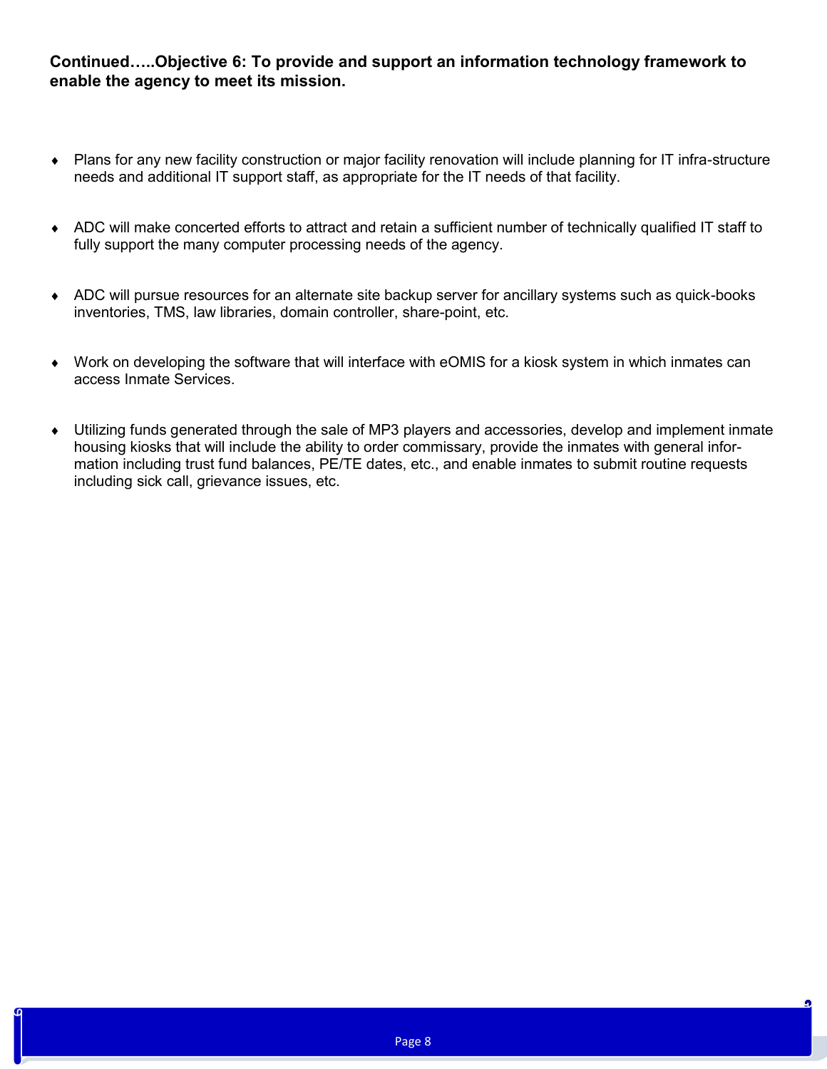**Continued…..Objective 6: To provide and support an information technology framework to enable the agency to meet its mission.**

- Plans for any new facility construction or major facility renovation will include planning for IT infra-structure needs and additional IT support staff, as appropriate for the IT needs of that facility.

- ADC will make concerted efforts to attract and retain a sufficient number of technically qualified IT staff to fully support the many computer processing needs of the agency.

- ADC will pursue resources for an alternate site backup server for ancillary systems such as quick-books inventories, TMS, law libraries, domain controller, share-point, etc.

- Work on developing the software that will interface with eOMIS for a kiosk system in which inmates can access Inmate Services.

- Utilizing funds generated through the sale of MP3 players and accessories, develop and implement inmate housing kiosks that will include the ability to order commissary, provide the inmates with general information including trust fund balances, PE/TE dates, etc., and enable inmates to submit routine requests including sick call, grievance issues, etc.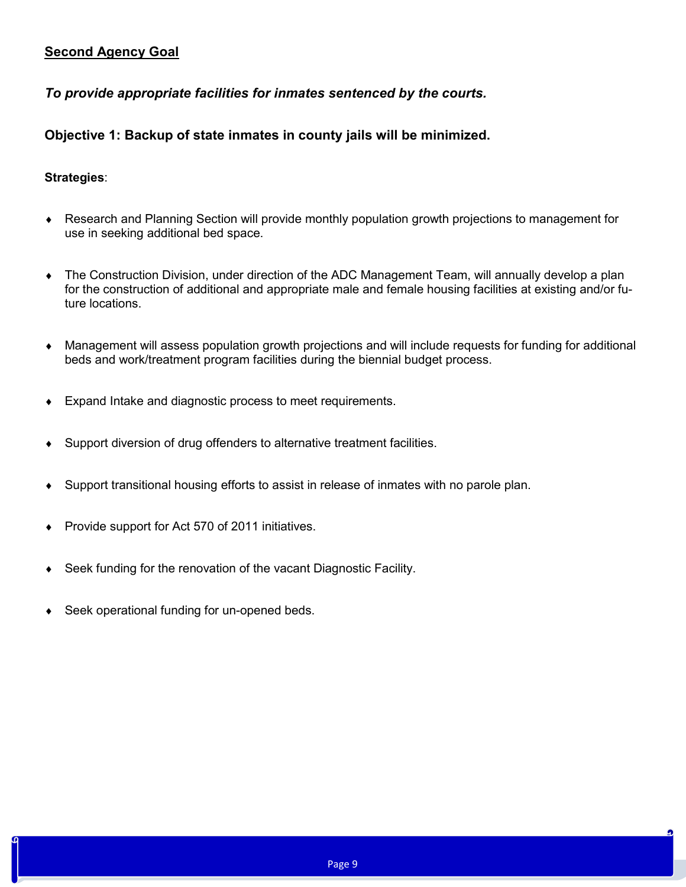## Second Agency Goal

***To provide appropriate facilities for inmates sentenced by the courts.***

### Objective 1: Backup of state inmates in county jails will be minimized.

**Strategies**:

- Research and Planning Section will provide monthly population growth projections to management for use in seeking additional bed space.
- The Construction Division, under direction of the ADC Management Team, will annually develop a plan for the construction of additional and appropriate male and female housing facilities at existing and/or future locations.
- Management will assess population growth projections and will include requests for funding for additional beds and work/treatment program facilities during the biennial budget process.
- Expand Intake and diagnostic process to meet requirements.
- Support diversion of drug offenders to alternative treatment facilities.
- Support transitional housing efforts to assist in release of inmates with no parole plan.
- Provide support for Act 570 of 2011 initiatives.
- Seek funding for the renovation of the vacant Diagnostic Facility.
- Seek operational funding for un-opened beds.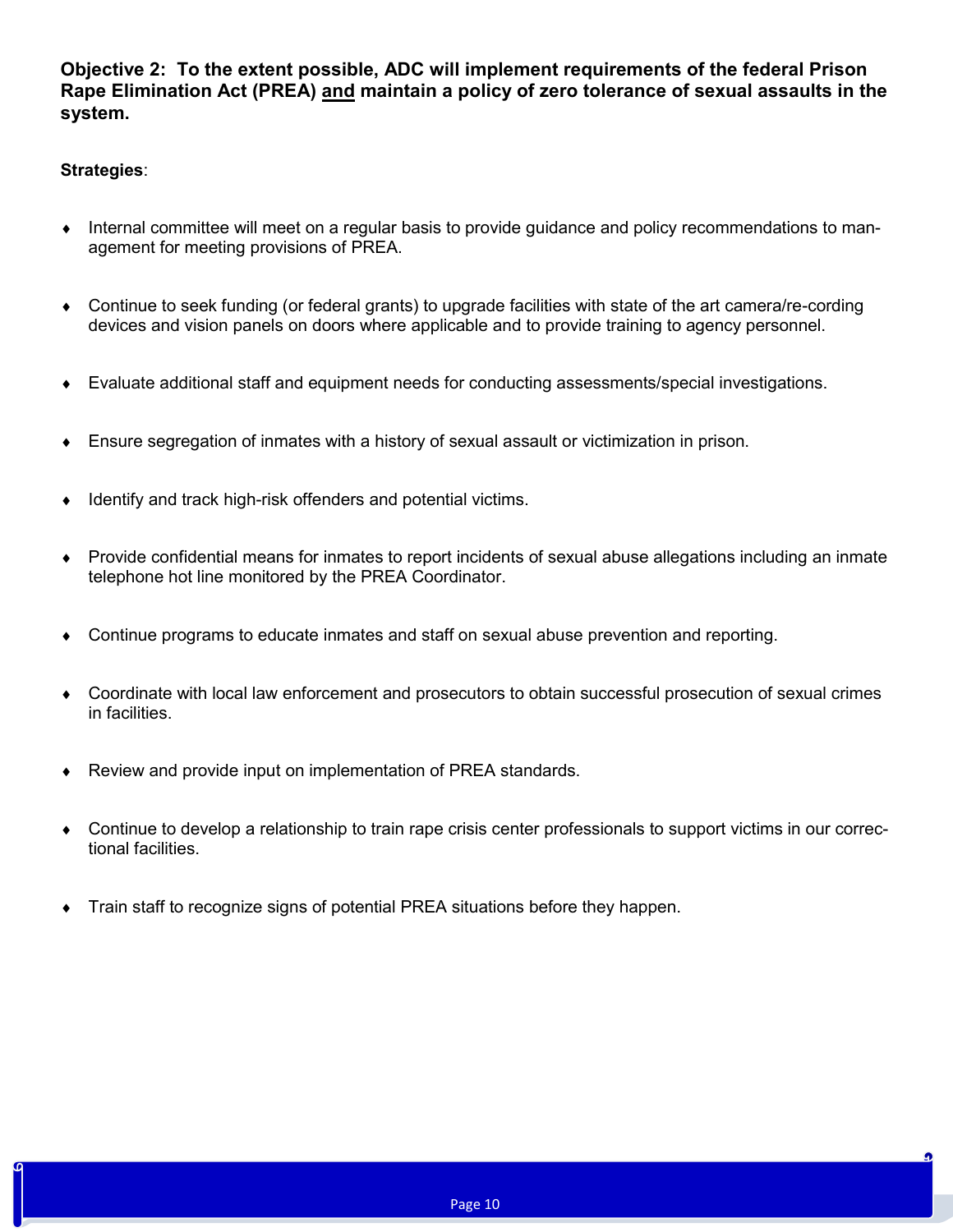**Objective 2: To the extent possible, ADC will implement requirements of the federal Prison Rape Elimination Act (PREA) and maintain a policy of zero tolerance of sexual assaults in the system.**

**Strategies**:

- Internal committee will meet on a regular basis to provide guidance and policy recommendations to management for meeting provisions of PREA.
- Continue to seek funding (or federal grants) to upgrade facilities with state of the art camera/re-cording devices and vision panels on doors where applicable and to provide training to agency personnel.
- Evaluate additional staff and equipment needs for conducting assessments/special investigations.
- Ensure segregation of inmates with a history of sexual assault or victimization in prison.
- Identify and track high-risk offenders and potential victims.
- Provide confidential means for inmates to report incidents of sexual abuse allegations including an inmate telephone hot line monitored by the PREA Coordinator.
- Continue programs to educate inmates and staff on sexual abuse prevention and reporting.
- Coordinate with local law enforcement and prosecutors to obtain successful prosecution of sexual crimes in facilities.
- Review and provide input on implementation of PREA standards.
- Continue to develop a relationship to train rape crisis center professionals to support victims in our correctional facilities.
- Train staff to recognize signs of potential PREA situations before they happen.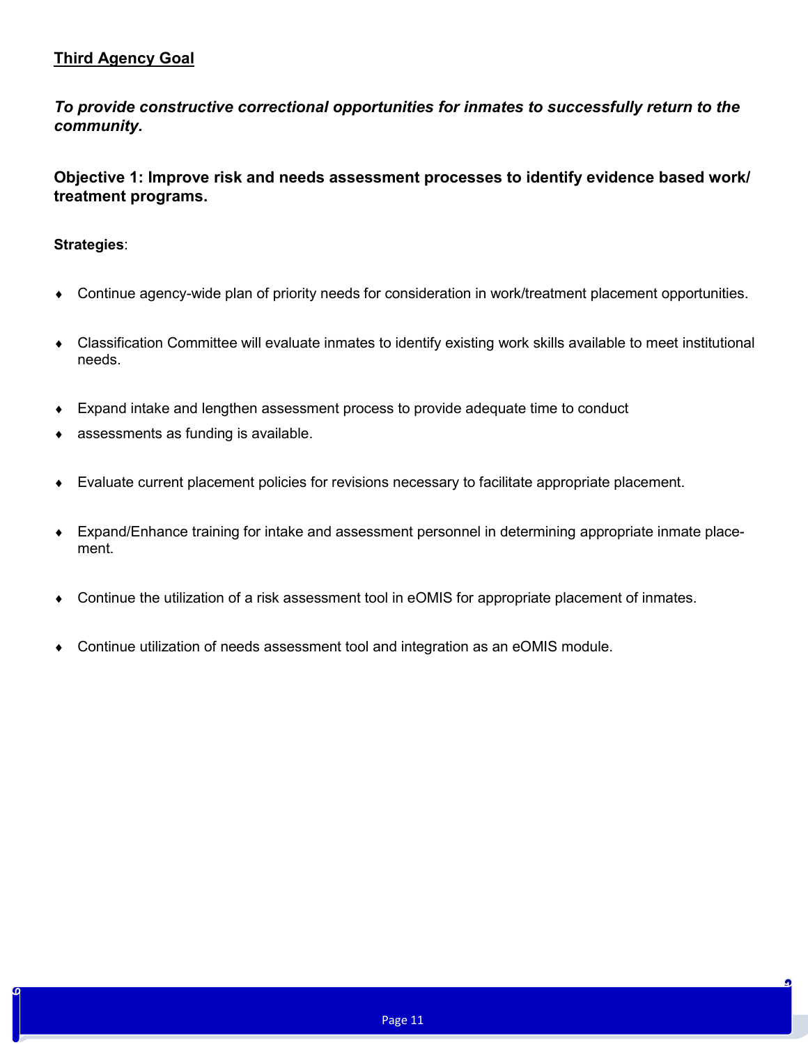**Third Agency Goal**

***To provide constructive correctional opportunities for inmates to successfully return to the community.***

**Objective 1: Improve risk and needs assessment processes to identify evidence based work/ treatment programs.**

**Strategies**:

- Continue agency-wide plan of priority needs for consideration in work/treatment placement opportunities.

- Classification Committee will evaluate inmates to identify existing work skills available to meet institutional needs.

- Expand intake and lengthen assessment process to provide adequate time to conduct
- assessments as funding is available.

- Evaluate current placement policies for revisions necessary to facilitate appropriate placement.

- Expand/Enhance training for intake and assessment personnel in determining appropriate inmate placement.

- Continue the utilization of a risk assessment tool in eOMIS for appropriate placement of inmates.

- Continue utilization of needs assessment tool and integration as an eOMIS module.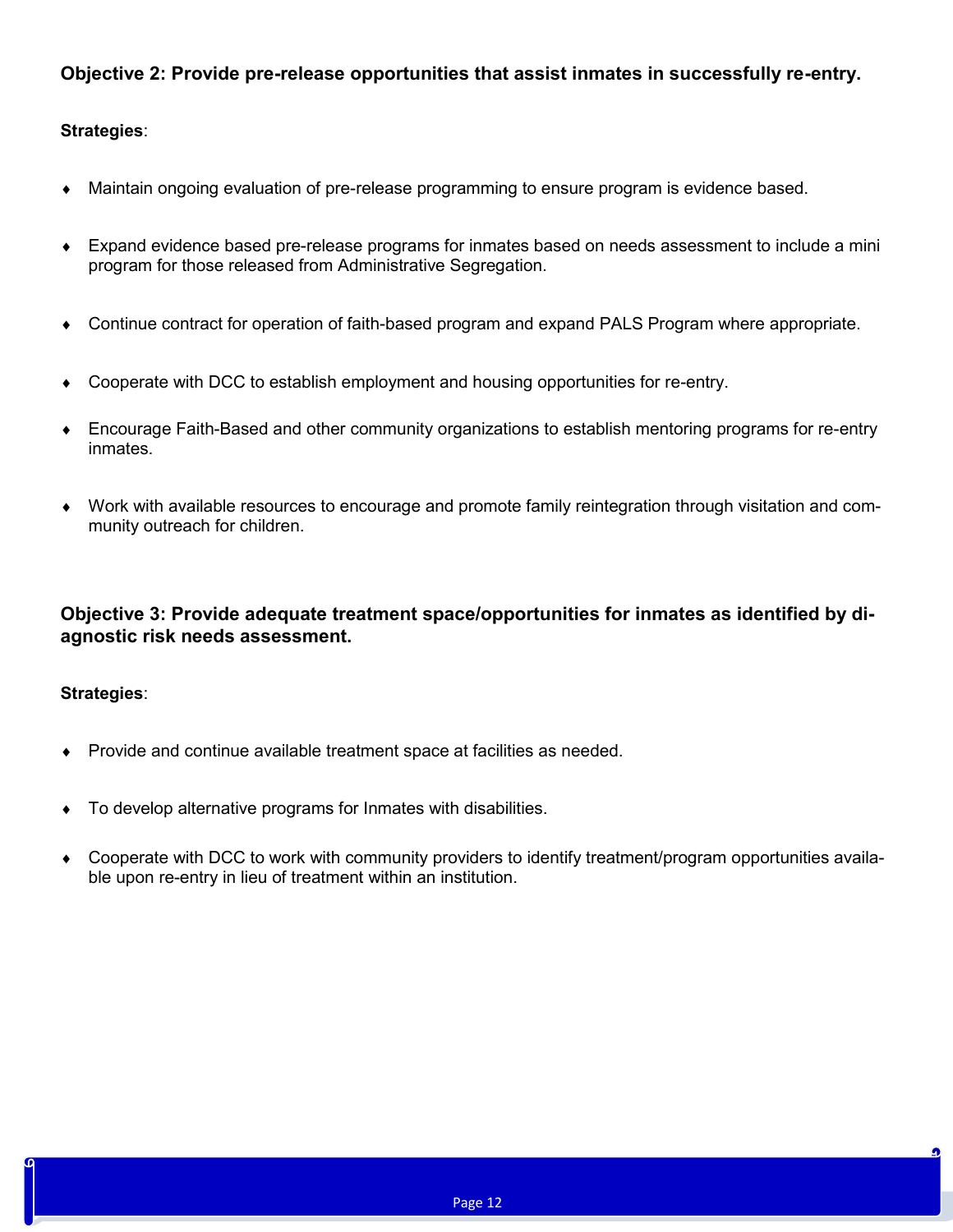**Objective 2: Provide pre-release opportunities that assist inmates in successfully re-entry.**

**Strategies**:

- Maintain ongoing evaluation of pre-release programming to ensure program is evidence based.
- Expand evidence based pre-release programs for inmates based on needs assessment to include a mini program for those released from Administrative Segregation.
- Continue contract for operation of faith-based program and expand PALS Program where appropriate.
- Cooperate with DCC to establish employment and housing opportunities for re-entry.
- Encourage Faith-Based and other community organizations to establish mentoring programs for re-entry inmates.
- Work with available resources to encourage and promote family reintegration through visitation and community outreach for children.

**Objective 3: Provide adequate treatment space/opportunities for inmates as identified by diagnostic risk needs assessment.**

**Strategies**:

- Provide and continue available treatment space at facilities as needed.
- To develop alternative programs for Inmates with disabilities.
- Cooperate with DCC to work with community providers to identify treatment/program opportunities available upon re-entry in lieu of treatment within an institution.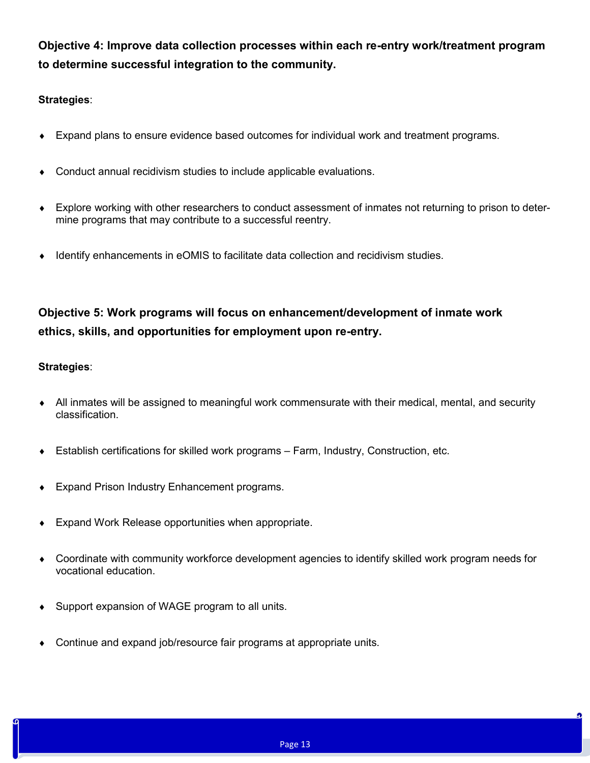**Objective 4: Improve data collection processes within each re-entry work/treatment program to determine successful integration to the community.**

**Strategies**:

- Expand plans to ensure evidence based outcomes for individual work and treatment programs.
- Conduct annual recidivism studies to include applicable evaluations.
- Explore working with other researchers to conduct assessment of inmates not returning to prison to determine programs that may contribute to a successful reentry.
- Identify enhancements in eOMIS to facilitate data collection and recidivism studies.

**Objective 5: Work programs will focus on enhancement/development of inmate work ethics, skills, and opportunities for employment upon re-entry.**

**Strategies**:

- All inmates will be assigned to meaningful work commensurate with their medical, mental, and security classification.
- Establish certifications for skilled work programs – Farm, Industry, Construction, etc.
- Expand Prison Industry Enhancement programs.
- Expand Work Release opportunities when appropriate.
- Coordinate with community workforce development agencies to identify skilled work program needs for vocational education.
- Support expansion of WAGE program to all units.
- Continue and expand job/resource fair programs at appropriate units.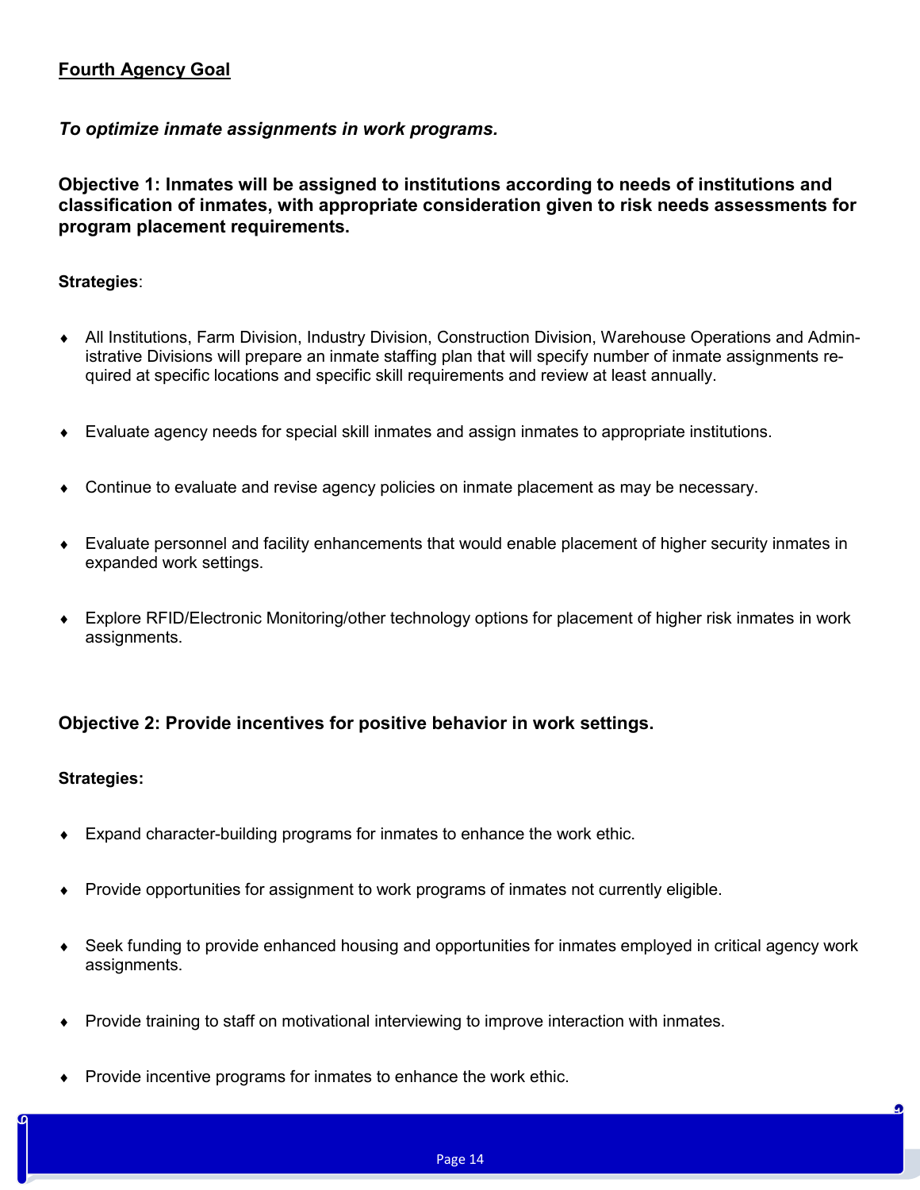## Fourth Agency Goal

***To optimize inmate assignments in work programs.***

### Objective 1: Inmates will be assigned to institutions according to needs of institutions and classification of inmates, with appropriate consideration given to risk needs assessments for program placement requirements.

**Strategies**:

- All Institutions, Farm Division, Industry Division, Construction Division, Warehouse Operations and Administrative Divisions will prepare an inmate staffing plan that will specify number of inmate assignments required at specific locations and specific skill requirements and review at least annually.
- Evaluate agency needs for special skill inmates and assign inmates to appropriate institutions.
- Continue to evaluate and revise agency policies on inmate placement as may be necessary.
- Evaluate personnel and facility enhancements that would enable placement of higher security inmates in expanded work settings.
- Explore RFID/Electronic Monitoring/other technology options for placement of higher risk inmates in work assignments.

### Objective 2: Provide incentives for positive behavior in work settings.

**Strategies:**

- Expand character-building programs for inmates to enhance the work ethic.
- Provide opportunities for assignment to work programs of inmates not currently eligible.
- Seek funding to provide enhanced housing and opportunities for inmates employed in critical agency work assignments.
- Provide training to staff on motivational interviewing to improve interaction with inmates.
- Provide incentive programs for inmates to enhance the work ethic.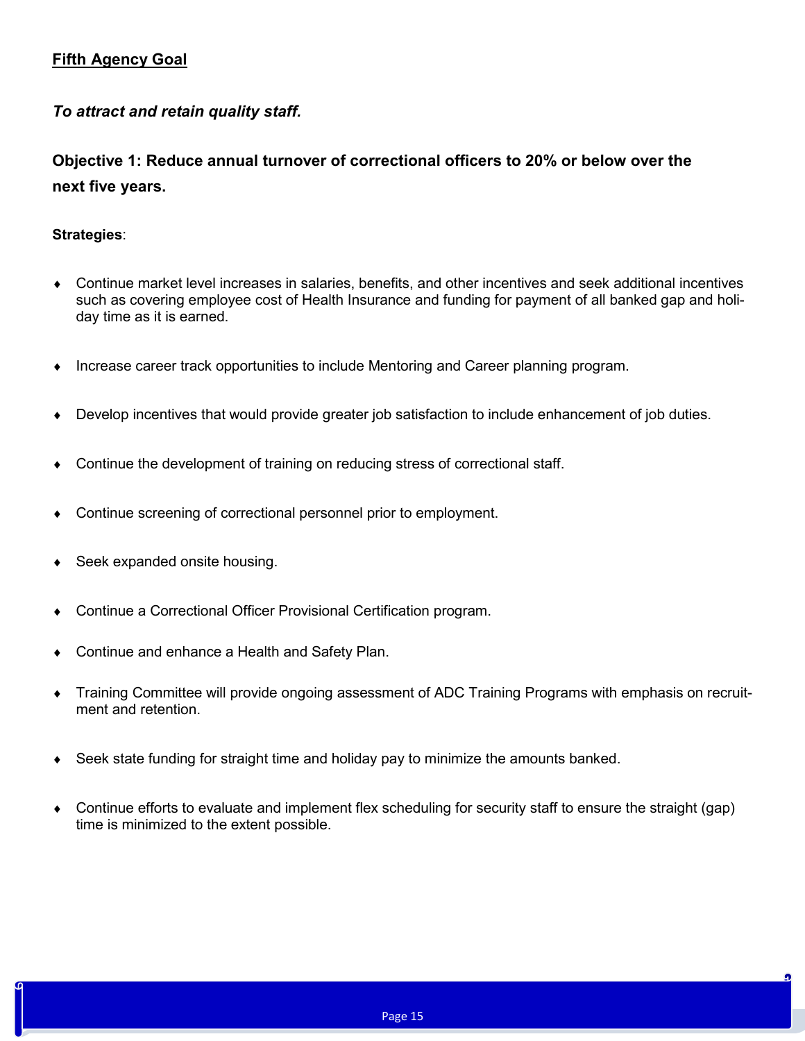## Fifth Agency Goal

***To attract and retain quality staff.***

**Objective 1: Reduce annual turnover of correctional officers to 20% or below over the next five years.**

**Strategies**:

- Continue market level increases in salaries, benefits, and other incentives and seek additional incentives such as covering employee cost of Health Insurance and funding for payment of all banked gap and holiday time as it is earned.
- Increase career track opportunities to include Mentoring and Career planning program.
- Develop incentives that would provide greater job satisfaction to include enhancement of job duties.
- Continue the development of training on reducing stress of correctional staff.
- Continue screening of correctional personnel prior to employment.
- Seek expanded onsite housing.
- Continue a Correctional Officer Provisional Certification program.
- Continue and enhance a Health and Safety Plan.
- Training Committee will provide ongoing assessment of ADC Training Programs with emphasis on recruitment and retention.
- Seek state funding for straight time and holiday pay to minimize the amounts banked.
- Continue efforts to evaluate and implement flex scheduling for security staff to ensure the straight (gap) time is minimized to the extent possible.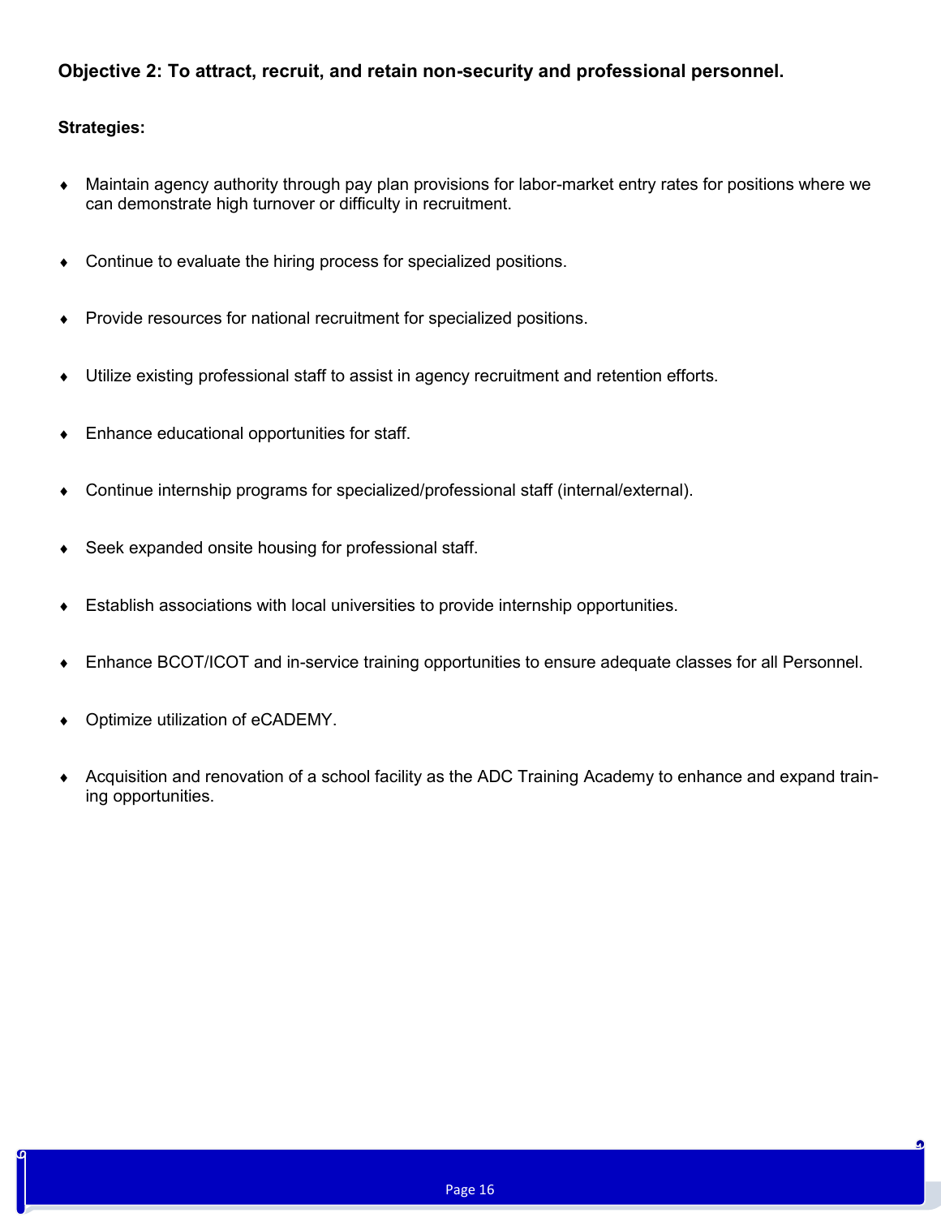**Objective 2: To attract, recruit, and retain non-security and professional personnel.**

**Strategies:**

- Maintain agency authority through pay plan provisions for labor-market entry rates for positions where we can demonstrate high turnover or difficulty in recruitment.
- Continue to evaluate the hiring process for specialized positions.
- Provide resources for national recruitment for specialized positions.
- Utilize existing professional staff to assist in agency recruitment and retention efforts.
- Enhance educational opportunities for staff.
- Continue internship programs for specialized/professional staff (internal/external).
- Seek expanded onsite housing for professional staff.
- Establish associations with local universities to provide internship opportunities.
- Enhance BCOT/ICOT and in-service training opportunities to ensure adequate classes for all Personnel.
- Optimize utilization of eCADEMY.
- Acquisition and renovation of a school facility as the ADC Training Academy to enhance and expand training opportunities.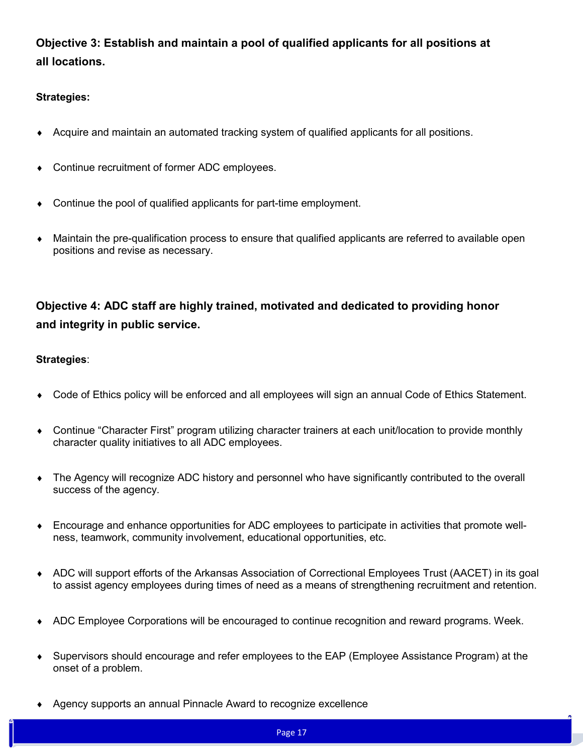**Objective 3: Establish and maintain a pool of qualified applicants for all positions at all locations.**

**Strategies:**

- Acquire and maintain an automated tracking system of qualified applicants for all positions.
- Continue recruitment of former ADC employees.
- Continue the pool of qualified applicants for part-time employment.
- Maintain the pre-qualification process to ensure that qualified applicants are referred to available open positions and revise as necessary.

**Objective 4: ADC staff are highly trained, motivated and dedicated to providing honor and integrity in public service.**

**Strategies**:

- Code of Ethics policy will be enforced and all employees will sign an annual Code of Ethics Statement.
- Continue "Character First" program utilizing character trainers at each unit/location to provide monthly character quality initiatives to all ADC employees.
- The Agency will recognize ADC history and personnel who have significantly contributed to the overall success of the agency.
- Encourage and enhance opportunities for ADC employees to participate in activities that promote wellness, teamwork, community involvement, educational opportunities, etc.
- ADC will support efforts of the Arkansas Association of Correctional Employees Trust (AACET) in its goal to assist agency employees during times of need as a means of strengthening recruitment and retention.
- ADC Employee Corporations will be encouraged to continue recognition and reward programs. Week.
- Supervisors should encourage and refer employees to the EAP (Employee Assistance Program) at the onset of a problem.
- Agency supports an annual Pinnacle Award to recognize excellence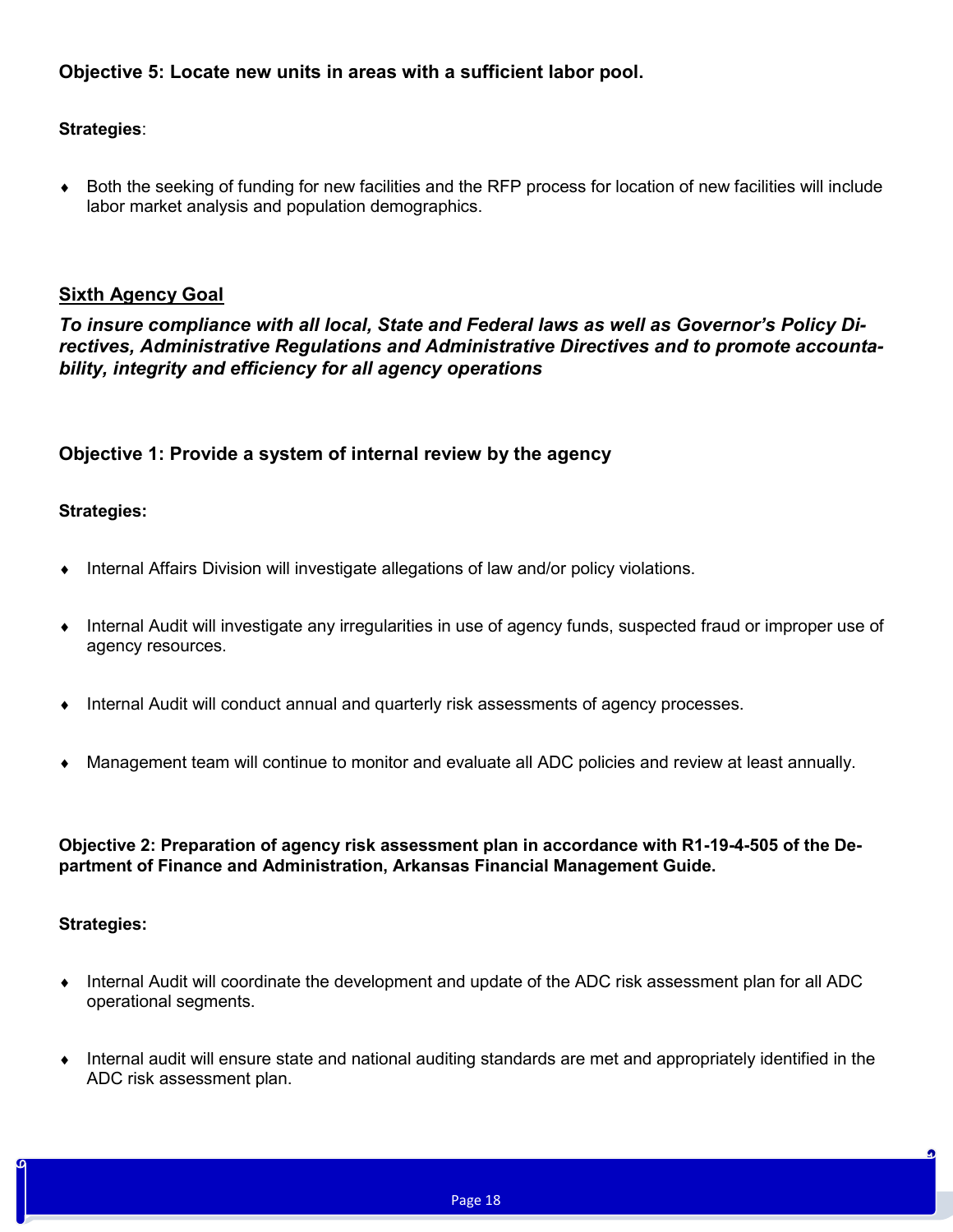### Objective 5: Locate new units in areas with a sufficient labor pool.

**Strategies**:

- Both the seeking of funding for new facilities and the RFP process for location of new facilities will include labor market analysis and population demographics.

## Sixth Agency Goal

***To insure compliance with all local, State and Federal laws as well as Governor's Policy Directives, Administrative Regulations and Administrative Directives and to promote accountability, integrity and efficiency for all agency operations***

### Objective 1: Provide a system of internal review by the agency

**Strategies:**

- Internal Affairs Division will investigate allegations of law and/or policy violations.

- Internal Audit will investigate any irregularities in use of agency funds, suspected fraud or improper use of agency resources.

- Internal Audit will conduct annual and quarterly risk assessments of agency processes.

- Management team will continue to monitor and evaluate all ADC policies and review at least annually.

**Objective 2: Preparation of agency risk assessment plan in accordance with R1-19-4-505 of the Department of Finance and Administration, Arkansas Financial Management Guide.**

**Strategies:**

- Internal Audit will coordinate the development and update of the ADC risk assessment plan for all ADC operational segments.

- Internal audit will ensure state and national auditing standards are met and appropriately identified in the ADC risk assessment plan.